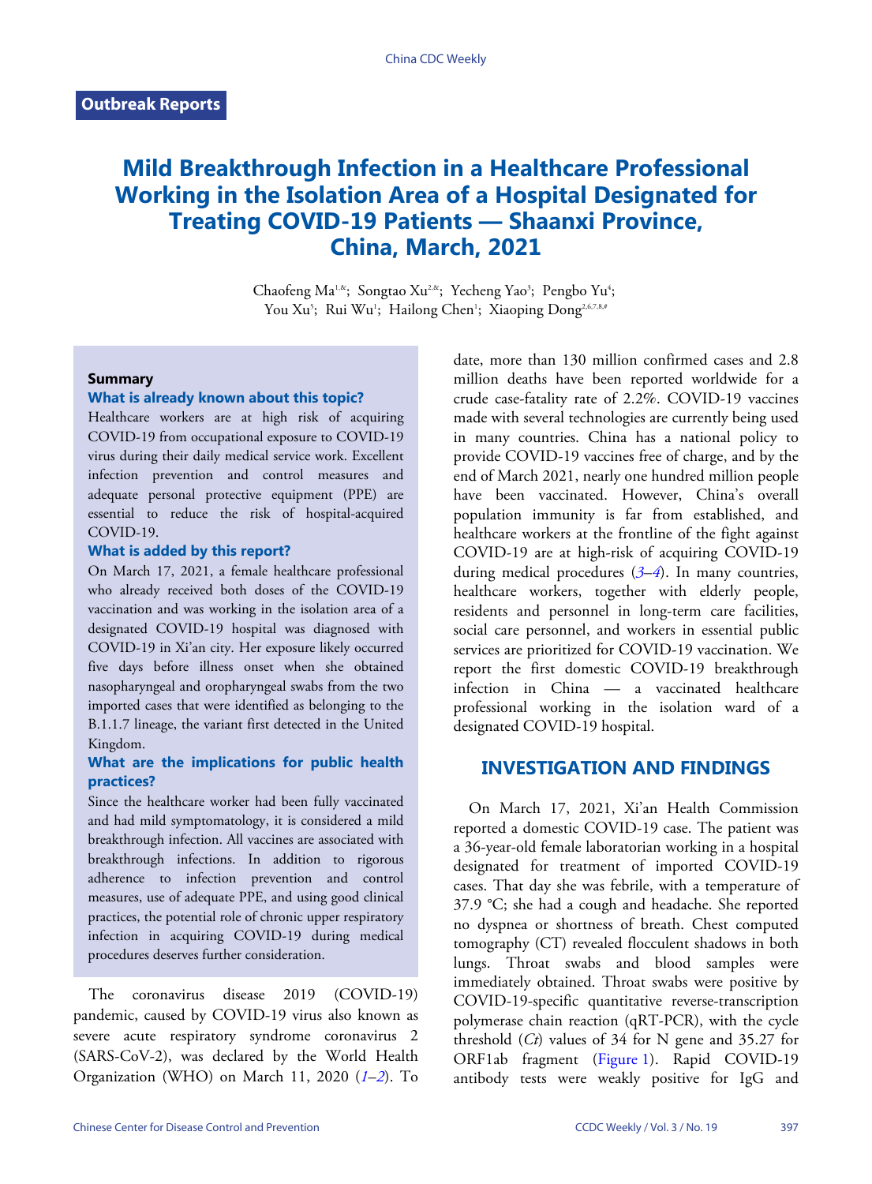Outbreak Reports

# Mild Breakthrough Infection in a Healthcare Professional Working in the Isolation Area of a Hospital Designated for Treating COVID-19 Patients — Shaanxi Province, China, March, 2021

Chaofeng Ma[1,&]; Songtao Xu[2,&]; Yecheng Yao[3]; Pengbo Yu[4]; You Xu[5]; Rui Wu[1]; Hailong Chen[1]; Xiaoping Dong[2,6,7,8,#]

**Summary**

**What is already known about this topic?**

Healthcare workers are at high risk of acquiring COVID-19 from occupational exposure to COVID-19 virus during their daily medical service work. Excellent infection prevention and control measures and adequate personal protective equipment (PPE) are essential to reduce the risk of hospital-acquired COVID-19.

**What is added by this report?**

On March 17, 2021, a female healthcare professional who already received both doses of the COVID-19 vaccination and was working in the isolation area of a designated COVID-19 hospital was diagnosed with COVID-19 in Xi'an city. Her exposure likely occurred five days before illness onset when she obtained nasopharyngeal and oropharyngeal swabs from the two imported cases that were identified as belonging to the B.1.1.7 lineage, the variant first detected in the United Kingdom.

**What are the implications for public health practices?**

Since the healthcare worker had been fully vaccinated and had mild symptomatology, it is considered a mild breakthrough infection. All vaccines are associated with breakthrough infections. In addition to rigorous adherence to infection prevention and control measures, use of adequate PPE, and using good clinical practices, the potential role of chronic upper respiratory infection in acquiring COVID-19 during medical procedures deserves further consideration.

The coronavirus disease 2019 (COVID-19) pandemic, caused by COVID-19 virus also known as severe acute respiratory syndrome coronavirus 2 (SARS-CoV-2), was declared by the World Health Organization (WHO) on March 11, 2020 (*1*–*2*). To date, more than 130 million confirmed cases and 2.8 million deaths have been reported worldwide for a crude case-fatality rate of 2.2%. COVID-19 vaccines made with several technologies are currently being used in many countries. China has a national policy to provide COVID-19 vaccines free of charge, and by the end of March 2021, nearly one hundred million people have been vaccinated. However, China's overall population immunity is far from established, and healthcare workers at the frontline of the fight against COVID-19 are at high-risk of acquiring COVID-19 during medical procedures (*3*–*4*). In many countries, healthcare workers, together with elderly people, residents and personnel in long-term care facilities, social care personnel, and workers in essential public services are prioritized for COVID-19 vaccination. We report the first domestic COVID-19 breakthrough infection in China — a vaccinated healthcare professional working in the isolation ward of a designated COVID-19 hospital.

## INVESTIGATION AND FINDINGS

On March 17, 2021, Xi'an Health Commission reported a domestic COVID-19 case. The patient was a 36-year-old female laboratorian working in a hospital designated for treatment of imported COVID-19 cases. That day she was febrile, with a temperature of 37.9 °C; she had a cough and headache. She reported no dyspnea or shortness of breath. Chest computed tomography (CT) revealed flocculent shadows in both lungs. Throat swabs and blood samples were immediately obtained. Throat swabs were positive by COVID-19-specific quantitative reverse-transcription polymerase chain reaction (qRT-PCR), with the cycle threshold (*Ct*) values of 34 for N gene and 35.27 for ORF1ab fragment (Figure 1). Rapid COVID-19 antibody tests were weakly positive for IgG and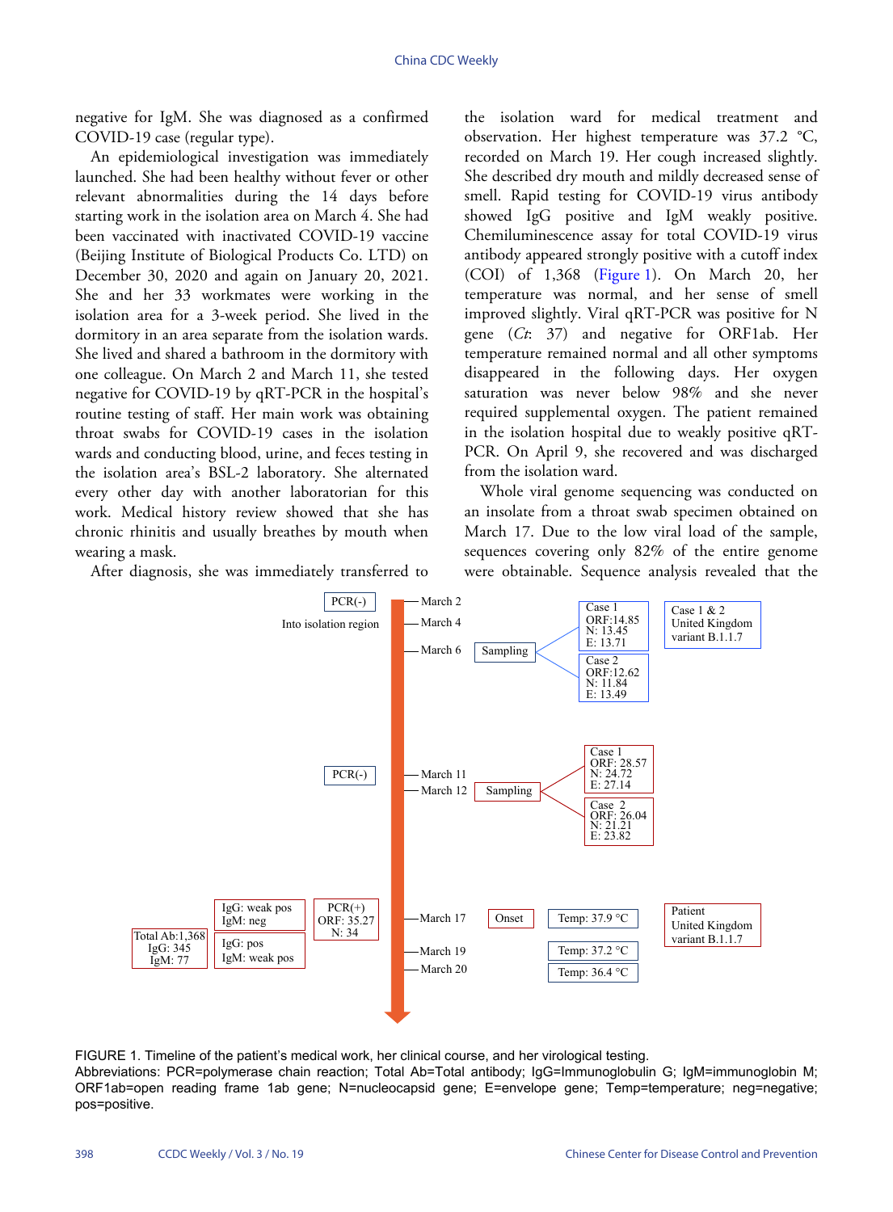negative for IgM. She was diagnosed as a confirmed COVID-19 case (regular type).

An epidemiological investigation was immediately launched. She had been healthy without fever or other relevant abnormalities during the 14 days before starting work in the isolation area on March 4. She had been vaccinated with inactivated COVID-19 vaccine (Beijing Institute of Biological Products Co. LTD) on December 30, 2020 and again on January 20, 2021. She and her 33 workmates were working in the isolation area for a 3-week period. She lived in the dormitory in an area separate from the isolation wards. She lived and shared a bathroom in the dormitory with one colleague. On March 2 and March 11, she tested negative for COVID-19 by qRT-PCR in the hospital's routine testing of staff. Her main work was obtaining throat swabs for COVID-19 cases in the isolation wards and conducting blood, urine, and feces testing in the isolation area's BSL-2 laboratory. She alternated every other day with another laboratorian for this work. Medical history review showed that she has chronic rhinitis and usually breathes by mouth when wearing a mask.

After diagnosis, she was immediately transferred to the isolation ward for medical treatment and observation. Her highest temperature was 37.2 °C, recorded on March 19. Her cough increased slightly. She described dry mouth and mildly decreased sense of smell. Rapid testing for COVID-19 virus antibody showed IgG positive and IgM weakly positive. Chemiluminescence assay for total COVID-19 virus antibody appeared strongly positive with a cutoff index (COI) of 1,368 (Figure 1). On March 20, her temperature was normal, and her sense of smell improved slightly. Viral qRT-PCR was positive for N gene (*Ct*: 37) and negative for ORF1ab. Her temperature remained normal and all other symptoms disappeared in the following days. Her oxygen saturation was never below 98% and she never required supplemental oxygen. The patient remained in the isolation hospital due to weakly positive qRT-PCR. On April 9, she recovered and was discharged from the isolation ward.

Whole viral genome sequencing was conducted on an insolate from a throat swab specimen obtained on March 17. Due to the low viral load of the sample, sequences covering only 82% of the entire genome were obtainable. Sequence analysis revealed that the

PCR(-)
March 2
Into isolation region
March 4
March 6
Sampling
Case 1 ORF:14.85 N: 13.45 E: 13.71
Case 2 ORF:12.62 N: 11.84 E: 13.49
Case 1 & 2 United Kingdom variant B.1.1.7
PCR(-)
March 11
March 12
Sampling
Case 1 ORF: 28.57 N: 24.72 E: 27.14
Case 2 ORF: 26.04 N: 21.21 E: 23.82
IgG: weak pos IgM: neg
PCR(+) ORF: 35.27 N: 34
March 17
Onset
Temp: 37.9 °C
Patient United Kingdom variant B.1.1.7
Total Ab:1,368 IgG: 345 IgM: 77
IgG: pos IgM: weak pos
March 19
Temp: 37.2 °C
March 20
Temp: 36.4 °C

FIGURE 1. Timeline of the patient's medical work, her clinical course, and her virological testing.
Abbreviations: PCR=polymerase chain reaction; Total Ab=Total antibody; IgG=Immunoglobulin G; IgM=immunoglobin M; ORF1ab=open reading frame 1ab gene; N=nucleocapsid gene; E=envelope gene; Temp=temperature; neg=negative; pos=positive.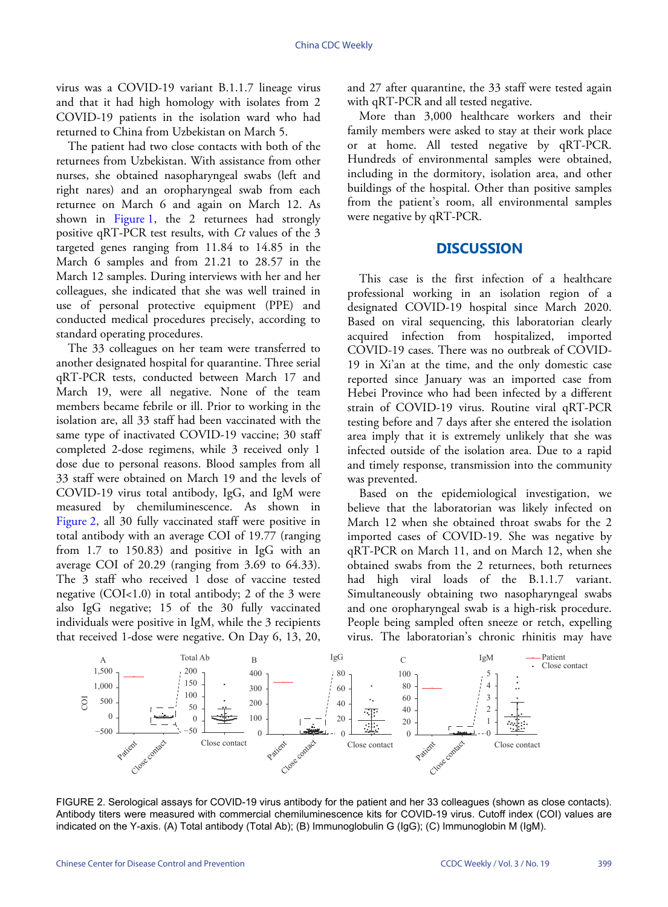virus was a COVID-19 variant B.1.1.7 lineage virus and that it had high homology with isolates from 2 COVID-19 patients in the isolation ward who had returned to China from Uzbekistan on March 5.

The patient had two close contacts with both of the returnees from Uzbekistan. With assistance from other nurses, she obtained nasopharyngeal swabs (left and right nares) and an oropharyngeal swab from each returnee on March 6 and again on March 12. As shown in Figure 1, the 2 returnees had strongly positive qRT-PCR test results, with *Ct* values of the 3 targeted genes ranging from 11.84 to 14.85 in the March 6 samples and from 21.21 to 28.57 in the March 12 samples. During interviews with her and her colleagues, she indicated that she was well trained in use of personal protective equipment (PPE) and conducted medical procedures precisely, according to standard operating procedures.

The 33 colleagues on her team were transferred to another designated hospital for quarantine. Three serial qRT-PCR tests, conducted between March 17 and March 19, were all negative. None of the team members became febrile or ill. Prior to working in the isolation are, all 33 staff had been vaccinated with the same type of inactivated COVID-19 vaccine; 30 staff completed 2-dose regimens, while 3 received only 1 dose due to personal reasons. Blood samples from all 33 staff were obtained on March 19 and the levels of COVID-19 virus total antibody, IgG, and IgM were measured by chemiluminescence. As shown in Figure 2, all 30 fully vaccinated staff were positive in total antibody with an average COI of 19.77 (ranging from 1.7 to 150.83) and positive in IgG with an average COI of 20.29 (ranging from 3.69 to 64.33). The 3 staff who received 1 dose of vaccine tested negative (COI<1.0) in total antibody; 2 of the 3 were also IgG negative; 15 of the 30 fully vaccinated individuals were positive in IgM, while the 3 recipients that received 1-dose were negative. On Day 6, 13, 20, and 27 after quarantine, the 33 staff were tested again with qRT-PCR and all tested negative.

More than 3,000 healthcare workers and their family members were asked to stay at their work place or at home. All tested negative by qRT-PCR. Hundreds of environmental samples were obtained, including in the dormitory, isolation area, and other buildings of the hospital. Other than positive samples from the patient's room, all environmental samples were negative by qRT-PCR.

## DISCUSSION

This case is the first infection of a healthcare professional working in an isolation region of a designated COVID-19 hospital since March 2020. Based on viral sequencing, this laboratorian clearly acquired infection from hospitalized, imported COVID-19 cases. There was no outbreak of COVID-19 in Xi'an at the time, and the only domestic case reported since January was an imported case from Hebei Province who had been infected by a different strain of COVID-19 virus. Routine viral qRT-PCR testing before and 7 days after she entered the isolation area imply that it is extremely unlikely that she was infected outside of the isolation area. Due to a rapid and timely response, transmission into the community was prevented.

Based on the epidemiological investigation, we believe that the laboratorian was likely infected on March 12 when she obtained throat swabs for the 2 imported cases of COVID-19. She was negative by qRT-PCR on March 11, and on March 12, when she obtained swabs from the 2 returnees, both returnees had high viral loads of the B.1.1.7 variant. Simultaneously obtaining two nasopharyngeal swabs and one oropharyngeal swab is a high-risk procedure. People being sampled often sneeze or retch, expelling virus. The laboratorian's chronic rhinitis may have

A
Total Ab
COI
1,500
1,000
500
0
−500
200
150
100
50
0
−50
Patient
Close contact
Close contact

B
IgG
400
300
200
100
0
80
60
40
20
0
Patient
Close contact
Close contact

C
IgM
100
80
60
40
20
0
5
4
3
2
1
0
Patient
Close contact
Close contact

Patient
Close contact

FIGURE 2. Serological assays for COVID-19 virus antibody for the patient and her 33 colleagues (shown as close contacts). Antibody titers were measured with commercial chemiluminescence kits for COVID-19 virus. Cutoff index (COI) values are indicated on the Y-axis. (A) Total antibody (Total Ab); (B) Immunoglobulin G (IgG); (C) Immunoglobin M (IgM).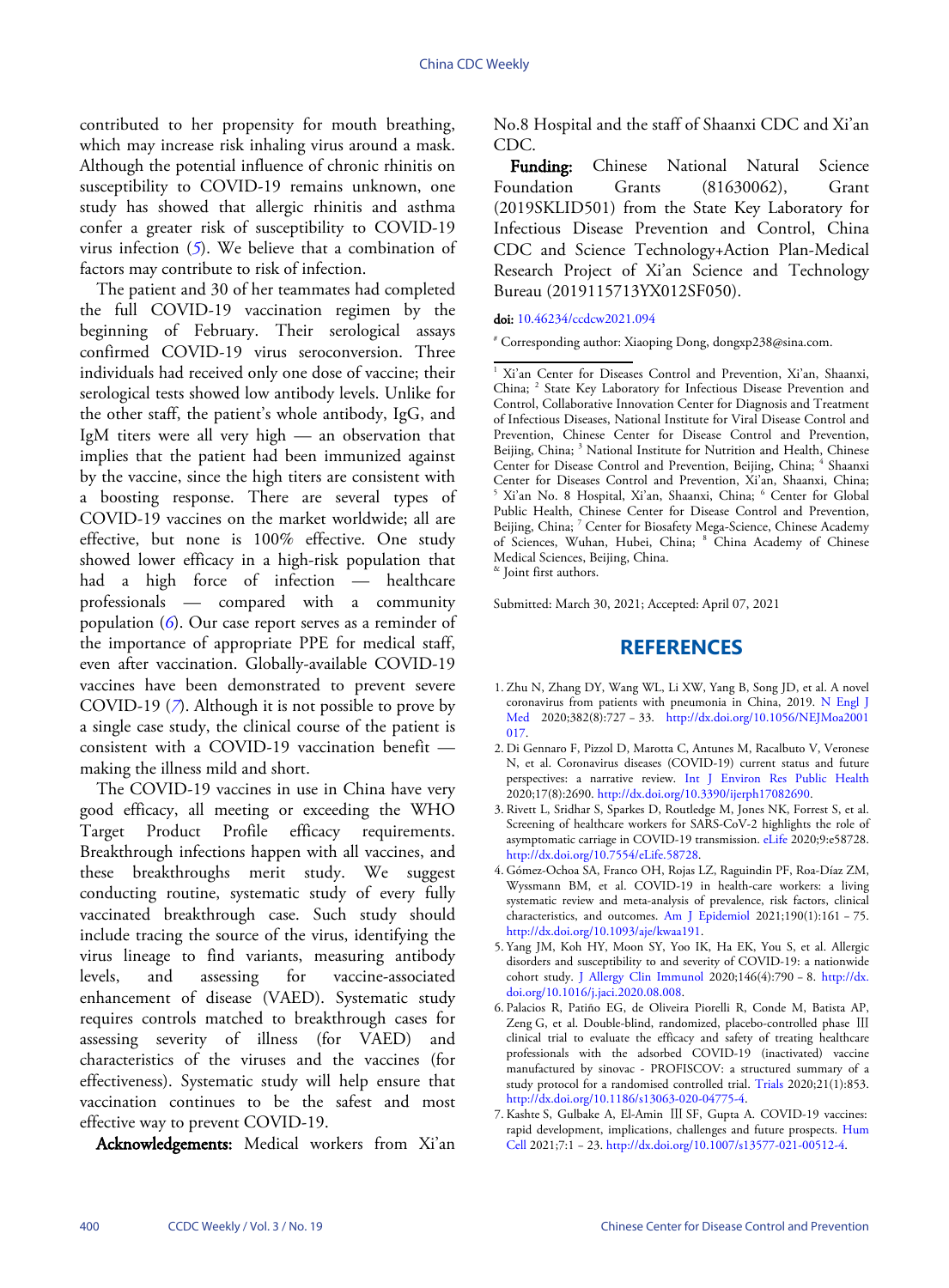contributed to her propensity for mouth breathing, which may increase risk inhaling virus around a mask. Although the potential influence of chronic rhinitis on susceptibility to COVID-19 remains unknown, one study has showed that allergic rhinitis and asthma confer a greater risk of susceptibility to COVID-19 virus infection (*5*). We believe that a combination of factors may contribute to risk of infection.

The patient and 30 of her teammates had completed the full COVID-19 vaccination regimen by the beginning of February. Their serological assays confirmed COVID-19 virus seroconversion. Three individuals had received only one dose of vaccine; their serological tests showed low antibody levels. Unlike for the other staff, the patient's whole antibody, IgG, and IgM titers were all very high — an observation that implies that the patient had been immunized against by the vaccine, since the high titers are consistent with a boosting response. There are several types of COVID-19 vaccines on the market worldwide; all are effective, but none is 100% effective. One study showed lower efficacy in a high-risk population that had a high force of infection — healthcare professionals — compared with a community population (*6*). Our case report serves as a reminder of the importance of appropriate PPE for medical staff, even after vaccination. Globally-available COVID-19 vaccines have been demonstrated to prevent severe COVID-19 (*7*). Although it is not possible to prove by a single case study, the clinical course of the patient is consistent with a COVID-19 vaccination benefit — making the illness mild and short.

The COVID-19 vaccines in use in China have very good efficacy, all meeting or exceeding the WHO Target Product Profile efficacy requirements. Breakthrough infections happen with all vaccines, and these breakthroughs merit study. We suggest conducting routine, systematic study of every fully vaccinated breakthrough case. Such study should include tracing the source of the virus, identifying the virus lineage to find variants, measuring antibody levels, and assessing for vaccine-associated enhancement of disease (VAED). Systematic study requires controls matched to breakthrough cases for assessing severity of illness (for VAED) and characteristics of the viruses and the vaccines (for effectiveness). Systematic study will help ensure that vaccination continues to be the safest and most effective way to prevent COVID-19.

**Acknowledgements:** Medical workers from Xi'an No.8 Hospital and the staff of Shaanxi CDC and Xi'an CDC.

**Funding:** Chinese National Natural Science Foundation Grants (81630062), Grant (2019SKLID501) from the State Key Laboratory for Infectious Disease Prevention and Control, China CDC and Science Technology+Action Plan-Medical Research Project of Xi'an Science and Technology Bureau (2019115713YX012SF050).

**doi:** 10.46234/ccdcw2021.094

[#] Corresponding author: Xiaoping Dong, dongxp238@sina.com.

---

[1] Xi'an Center for Diseases Control and Prevention, Xi'an, Shaanxi, China; [2] State Key Laboratory for Infectious Disease Prevention and Control, Collaborative Innovation Center for Diagnosis and Treatment of Infectious Diseases, National Institute for Viral Disease Control and Prevention, Chinese Center for Disease Control and Prevention, Beijing, China; [3] National Institute for Nutrition and Health, Chinese Center for Disease Control and Prevention, Beijing, China; [4] Shaanxi Center for Diseases Control and Prevention, Xi'an, Shaanxi, China; [5] Xi'an No. 8 Hospital, Xi'an, Shaanxi, China; [6] Center for Global Public Health, Chinese Center for Disease Control and Prevention, Beijing, China; [7] Center for Biosafety Mega-Science, Chinese Academy of Sciences, Wuhan, Hubei, China; [8] China Academy of Chinese Medical Sciences, Beijing, China.
[&] Joint first authors.

Submitted: March 30, 2021; Accepted: April 07, 2021

## REFERENCES

1. Zhu N, Zhang DY, Wang WL, Li XW, Yang B, Song JD, et al. A novel coronavirus from patients with pneumonia in China, 2019. N Engl J Med 2020;382(8):727 – 33. http://dx.doi.org/10.1056/NEJMoa2001017.
2. Di Gennaro F, Pizzol D, Marotta C, Antunes M, Racalbuto V, Veronese N, et al. Coronavirus diseases (COVID-19) current status and future perspectives: a narrative review. Int J Environ Res Public Health 2020;17(8):2690. http://dx.doi.org/10.3390/ijerph17082690.
3. Rivett L, Sridhar S, Sparkes D, Routledge M, Jones NK, Forrest S, et al. Screening of healthcare workers for SARS-CoV-2 highlights the role of asymptomatic carriage in COVID-19 transmission. eLife 2020;9:e58728. http://dx.doi.org/10.7554/eLife.58728.
4. Gómez-Ochoa SA, Franco OH, Rojas LZ, Raguindin PF, Roa-Díaz ZM, Wyssmann BM, et al. COVID-19 in health-care workers: a living systematic review and meta-analysis of prevalence, risk factors, clinical characteristics, and outcomes. Am J Epidemiol 2021;190(1):161 – 75. http://dx.doi.org/10.1093/aje/kwaa191.
5. Yang JM, Koh HY, Moon SY, Yoo IK, Ha EK, You S, et al. Allergic disorders and susceptibility to and severity of COVID-19: a nationwide cohort study. J Allergy Clin Immunol 2020;146(4):790 – 8. http://dx.doi.org/10.1016/j.jaci.2020.08.008.
6. Palacios R, Patiño EG, de Oliveira Piorelli R, Conde M, Batista AP, Zeng G, et al. Double-blind, randomized, placebo-controlled phase Ⅲ clinical trial to evaluate the efficacy and safety of treating healthcare professionals with the adsorbed COVID-19 (inactivated) vaccine manufactured by sinovac - PROFISCOV: a structured summary of a study protocol for a randomised controlled trial. Trials 2020;21(1):853. http://dx.doi.org/10.1186/s13063-020-04775-4.
7. Kashte S, Gulbake A, El-Amin Ⅲ SF, Gupta A. COVID-19 vaccines: rapid development, implications, challenges and future prospects. Hum Cell 2021;7:1 – 23. http://dx.doi.org/10.1007/s13577-021-00512-4.